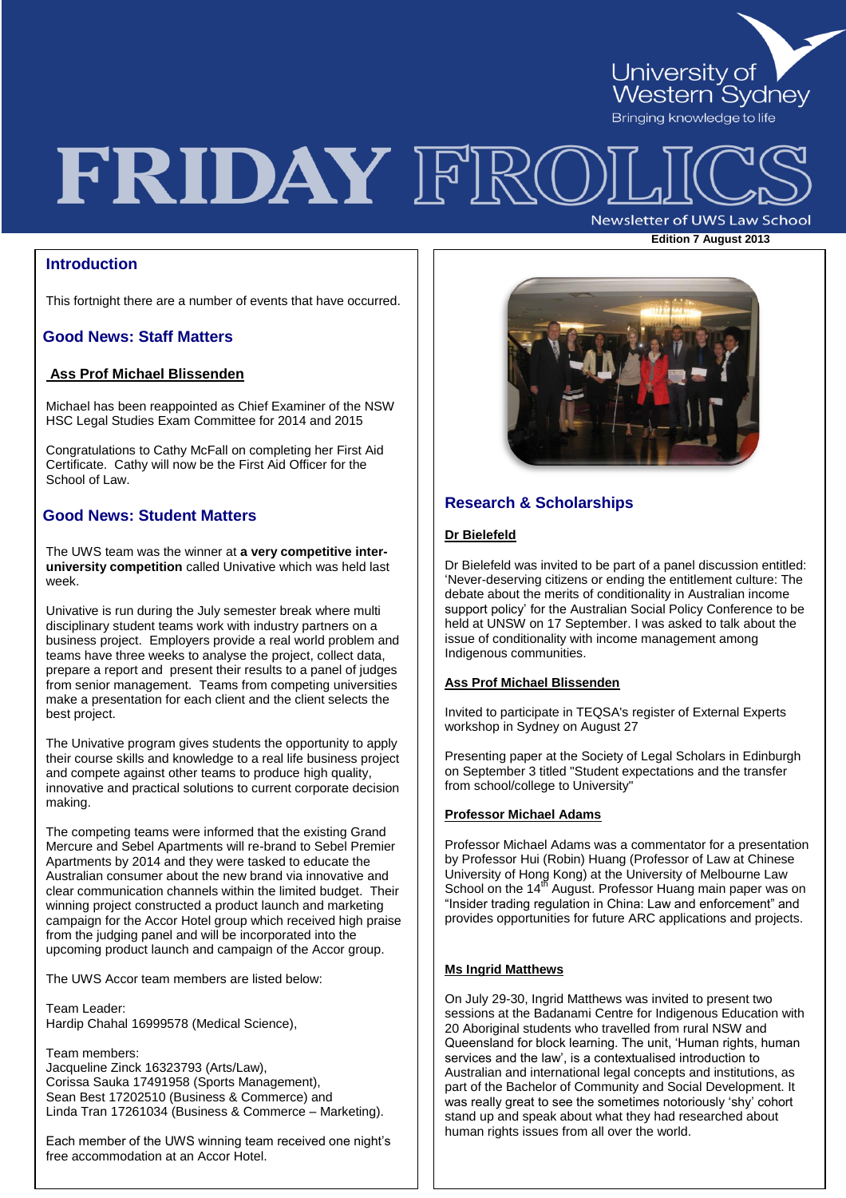University of Western Sydney
Bringing knowledge to life

# FRIDAY FROLICS

Newsletter of UWS Law School

**Edition 7 August 2013**

## Introduction

This fortnight there are a number of events that have occurred.

## Good News: Staff Matters

**Ass Prof Michael Blissenden**

Michael has been reappointed as Chief Examiner of the NSW HSC Legal Studies Exam Committee for 2014 and 2015

Congratulations to Cathy McFall on completing her First Aid Certificate. Cathy will now be the First Aid Officer for the School of Law.

## Good News: Student Matters

The UWS team was the winner at **a very competitive inter-university competition** called Univative which was held last week.

Univative is run during the July semester break where multi disciplinary student teams work with industry partners on a business project. Employers provide a real world problem and teams have three weeks to analyse the project, collect data, prepare a report and present their results to a panel of judges from senior management. Teams from competing universities make a presentation for each client and the client selects the best project.

The Univative program gives students the opportunity to apply their course skills and knowledge to a real life business project and compete against other teams to produce high quality, innovative and practical solutions to current corporate decision making.

The competing teams were informed that the existing Grand Mercure and Sebel Apartments will re-brand to Sebel Premier Apartments by 2014 and they were tasked to educate the Australian consumer about the new brand via innovative and clear communication channels within the limited budget. Their winning project constructed a product launch and marketing campaign for the Accor Hotel group which received high praise from the judging panel and will be incorporated into the upcoming product launch and campaign of the Accor group.

The UWS Accor team members are listed below:

Team Leader:
Hardip Chahal 16999578 (Medical Science),

Team members:
Jacqueline Zinck 16323793 (Arts/Law),
Corissa Sauka 17491958 (Sports Management),
Sean Best 17202510 (Business & Commerce) and
Linda Tran 17261034 (Business & Commerce – Marketing).

Each member of the UWS winning team received one night's free accommodation at an Accor Hotel.

## Research & Scholarships

**Dr Bielefeld**

Dr Bielefeld was invited to be part of a panel discussion entitled: 'Never-deserving citizens or ending the entitlement culture: The debate about the merits of conditionality in Australian income support policy' for the Australian Social Policy Conference to be held at UNSW on 17 September. I was asked to talk about the issue of conditionality with income management among Indigenous communities.

**Ass Prof Michael Blissenden**

Invited to participate in TEQSA's register of External Experts workshop in Sydney on August 27

Presenting paper at the Society of Legal Scholars in Edinburgh on September 3 titled "Student expectations and the transfer from school/college to University"

**Professor Michael Adams**

Professor Michael Adams was a commentator for a presentation by Professor Hui (Robin) Huang (Professor of Law at Chinese University of Hong Kong) at the University of Melbourne Law School on the 14th August. Professor Huang main paper was on "Insider trading regulation in China: Law and enforcement" and provides opportunities for future ARC applications and projects.

**Ms Ingrid Matthews**

On July 29-30, Ingrid Matthews was invited to present two sessions at the Badanami Centre for Indigenous Education with 20 Aboriginal students who travelled from rural NSW and Queensland for block learning. The unit, 'Human rights, human services and the law', is a contextualised introduction to Australian and international legal concepts and institutions, as part of the Bachelor of Community and Social Development. It was really great to see the sometimes notoriously 'shy' cohort stand up and speak about what they had researched about human rights issues from all over the world.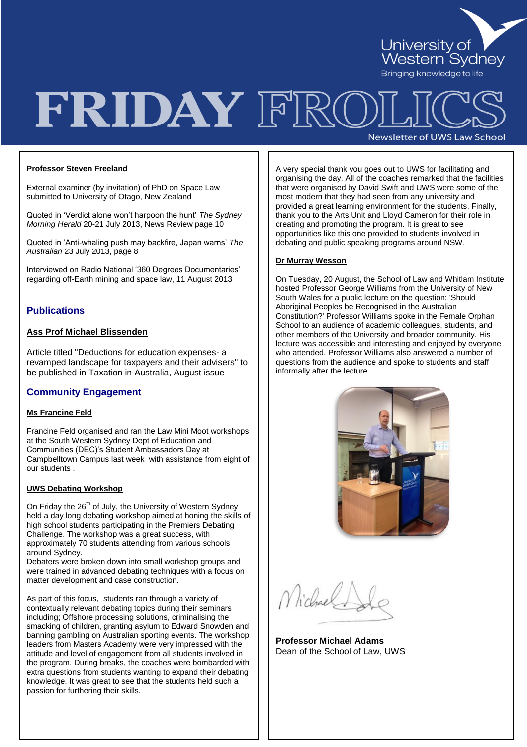University of Western Sydney
Bringing knowledge to life

# FRIDAY FROLICS

Newsletter of UWS Law School

**Professor Steven Freeland**

External examiner (by invitation) of PhD on Space Law submitted to University of Otago, New Zealand

Quoted in 'Verdict alone won't harpoon the hunt' *The Sydney Morning Herald* 20-21 July 2013, News Review page 10

Quoted in 'Anti-whaling push may backfire, Japan warns' *The Australian* 23 July 2013, page 8

Interviewed on Radio National '360 Degrees Documentaries' regarding off-Earth mining and space law, 11 August 2013

## Publications

**Ass Prof Michael Blissenden**

Article titled "Deductions for education expenses- a revamped landscape for taxpayers and their advisers" to be published in Taxation in Australia, August issue

## Community Engagement

**Ms Francine Feld**

Francine Feld organised and ran the Law Mini Moot workshops at the South Western Sydney Dept of Education and Communities (DEC)'s Student Ambassadors Day at Campbelltown Campus last week with assistance from eight of our students .

**UWS Debating Workshop**

On Friday the 26th of July, the University of Western Sydney held a day long debating workshop aimed at honing the skills of high school students participating in the Premiers Debating Challenge. The workshop was a great success, with approximately 70 students attending from various schools around Sydney.
Debaters were broken down into small workshop groups and were trained in advanced debating techniques with a focus on matter development and case construction.

As part of this focus, students ran through a variety of contextually relevant debating topics during their seminars including; Offshore processing solutions, criminalising the smacking of children, granting asylum to Edward Snowden and banning gambling on Australian sporting events. The workshop leaders from Masters Academy were very impressed with the attitude and level of engagement from all students involved in the program. During breaks, the coaches were bombarded with extra questions from students wanting to expand their debating knowledge. It was great to see that the students held such a passion for furthering their skills.

A very special thank you goes out to UWS for facilitating and organising the day. All of the coaches remarked that the facilities that were organised by David Swift and UWS were some of the most modern that they had seen from any university and provided a great learning environment for the students. Finally, thank you to the Arts Unit and Lloyd Cameron for their role in creating and promoting the program. It is great to see opportunities like this one provided to students involved in debating and public speaking programs around NSW.

**Dr Murray Wesson**

On Tuesday, 20 August, the School of Law and Whitlam Institute hosted Professor George Williams from the University of New South Wales for a public lecture on the question: 'Should Aboriginal Peoples be Recognised in the Australian Constitution?' Professor Williams spoke in the Female Orphan School to an audience of academic colleagues, students, and other members of the University and broader community. His lecture was accessible and interesting and enjoyed by everyone who attended. Professor Williams also answered a number of questions from the audience and spoke to students and staff informally after the lecture.

**Professor Michael Adams**
Dean of the School of Law, UWS